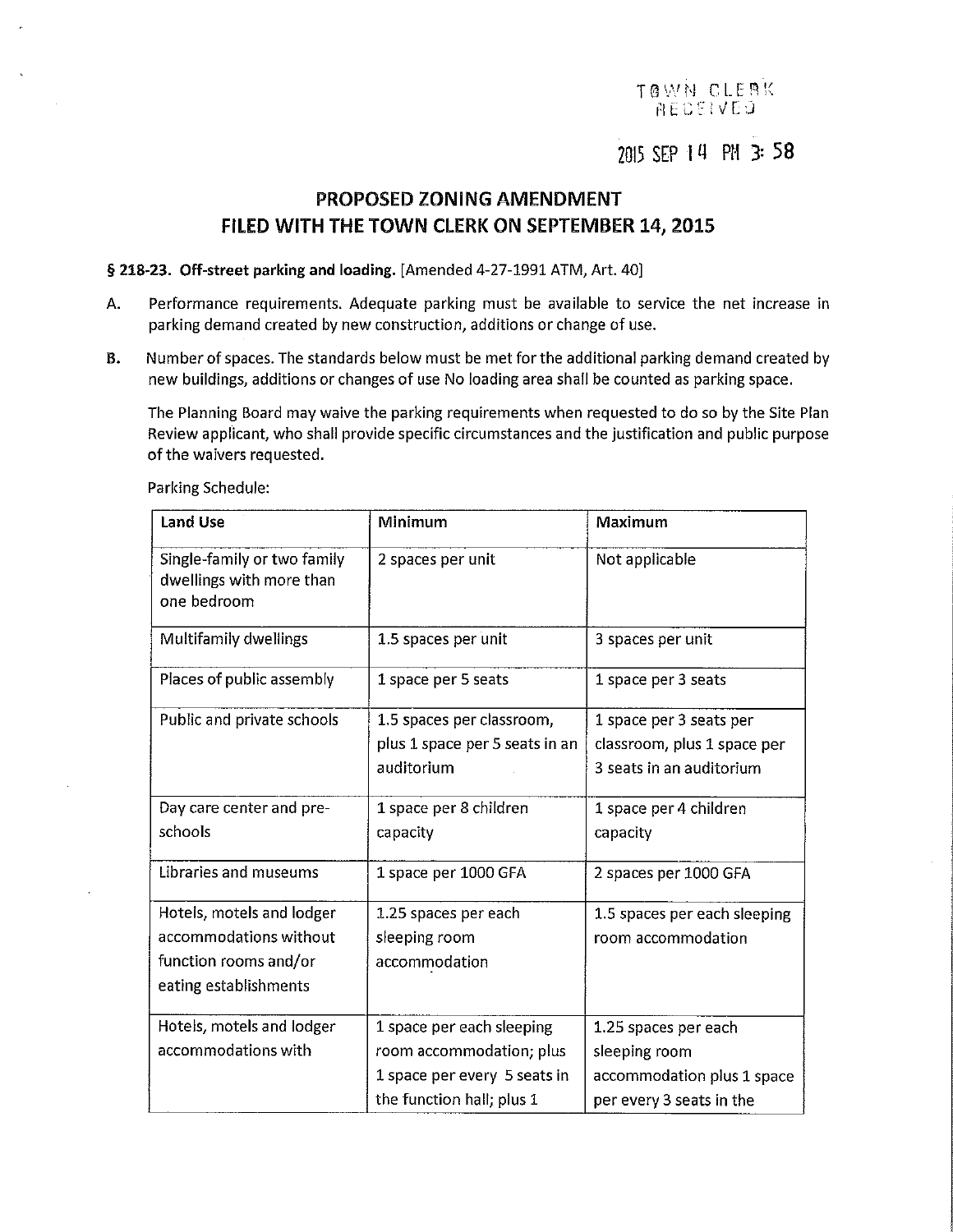TOWN CLERK
RECEIVED

2015 SEP 14 PM 3:58

# PROPOSED ZONING AMENDMENT
# FILED WITH THE TOWN CLERK ON SEPTEMBER 14, 2015

**§ 218-23. Off-street parking and loading.** [Amended 4-27-1991 ATM, Art. 40]

A. Performance requirements. Adequate parking must be available to service the net increase in parking demand created by new construction, additions or change of use.

B. Number of spaces. The standards below must be met for the additional parking demand created by new buildings, additions or changes of use No loading area shall be counted as parking space.

The Planning Board may waive the parking requirements when requested to do so by the Site Plan Review applicant, who shall provide specific circumstances and the justification and public purpose of the waivers requested.

Parking Schedule:

| Land Use | Minimum | Maximum |
|---|---|---|
| Single-family or two family dwellings with more than one bedroom | 2 spaces per unit | Not applicable |
| Multifamily dwellings | 1.5 spaces per unit | 3 spaces per unit |
| Places of public assembly | 1 space per 5 seats | 1 space per 3 seats |
| Public and private schools | 1.5 spaces per classroom, plus 1 space per 5 seats in an auditorium | 1 space per 3 seats per classroom, plus 1 space per 3 seats in an auditorium |
| Day care center and pre-schools | 1 space per 8 children capacity | 1 space per 4 children capacity |
| Libraries and museums | 1 space per 1000 GFA | 2 spaces per 1000 GFA |
| Hotels, motels and lodger accommodations without function rooms and/or eating establishments | 1.25 spaces per each sleeping room accommodation | 1.5 spaces per each sleeping room accommodation |
| Hotels, motels and lodger accommodations with | 1 space per each sleeping room accommodation; plus 1 space per every 5 seats in the function hall; plus 1 | 1.25 spaces per each sleeping room accommodation plus 1 space per every 3 seats in the |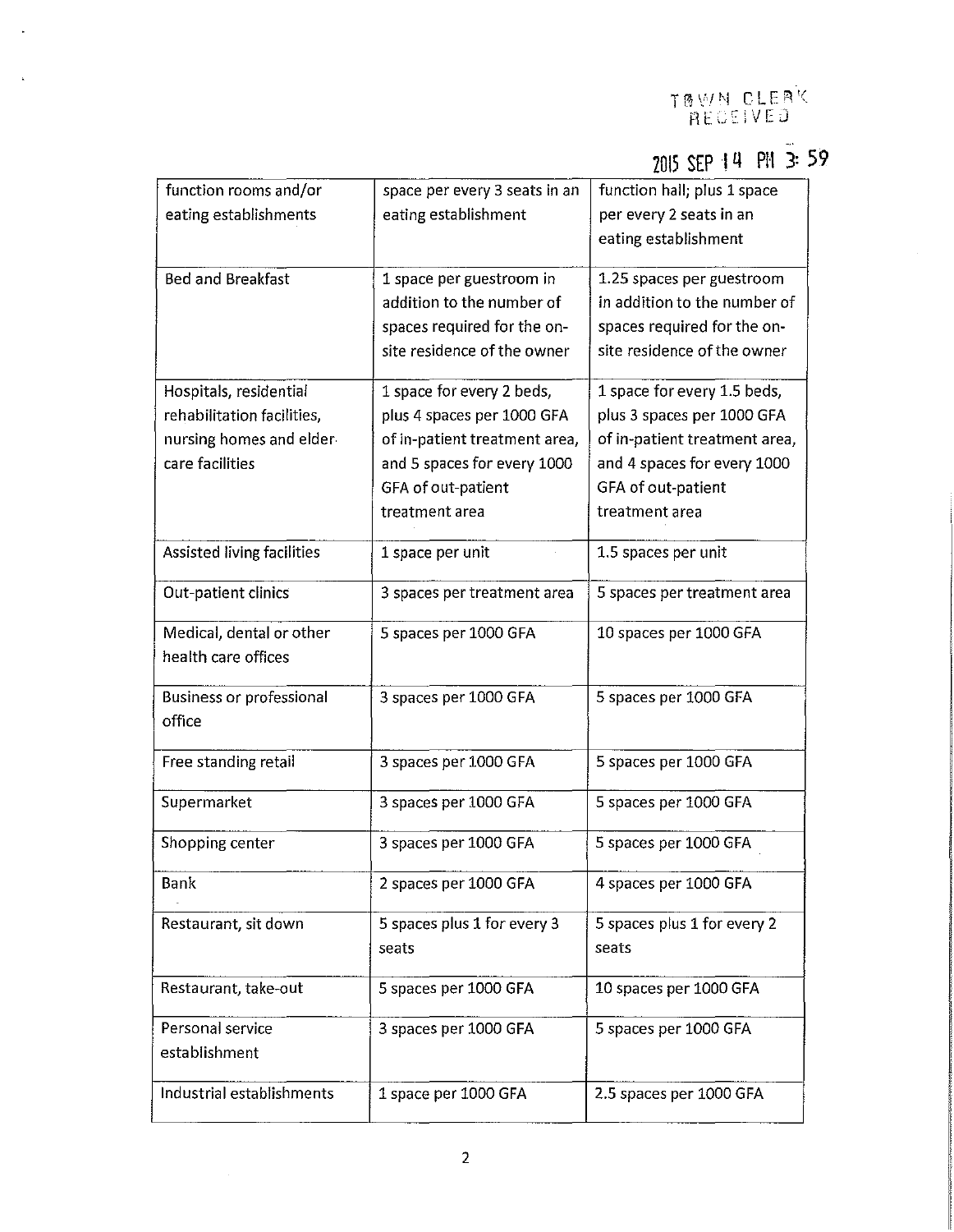TOWN CLERK RECEIVED

2015 SEP 14 PM 3:59

| | | |
|---|---|---|
| function rooms and/or eating establishments | space per every 3 seats in an eating establishment | function hall; plus 1 space per every 2 seats in an eating establishment |
| Bed and Breakfast | 1 space per guestroom in addition to the number of spaces required for the on-site residence of the owner | 1.25 spaces per guestroom in addition to the number of spaces required for the on-site residence of the owner |
| Hospitals, residential rehabilitation facilities, nursing homes and elder care facilities | 1 space for every 2 beds, plus 4 spaces per 1000 GFA of in-patient treatment area, and 5 spaces for every 1000 GFA of out-patient treatment area | 1 space for every 1.5 beds, plus 3 spaces per 1000 GFA of in-patient treatment area, and 4 spaces for every 1000 GFA of out-patient treatment area |
| Assisted living facilities | 1 space per unit | 1.5 spaces per unit |
| Out-patient clinics | 3 spaces per treatment area | 5 spaces per treatment area |
| Medical, dental or other health care offices | 5 spaces per 1000 GFA | 10 spaces per 1000 GFA |
| Business or professional office | 3 spaces per 1000 GFA | 5 spaces per 1000 GFA |
| Free standing retail | 3 spaces per 1000 GFA | 5 spaces per 1000 GFA |
| Supermarket | 3 spaces per 1000 GFA | 5 spaces per 1000 GFA |
| Shopping center | 3 spaces per 1000 GFA | 5 spaces per 1000 GFA |
| Bank | 2 spaces per 1000 GFA | 4 spaces per 1000 GFA |
| Restaurant, sit down | 5 spaces plus 1 for every 3 seats | 5 spaces plus 1 for every 2 seats |
| Restaurant, take-out | 5 spaces per 1000 GFA | 10 spaces per 1000 GFA |
| Personal service establishment | 3 spaces per 1000 GFA | 5 spaces per 1000 GFA |
| Industrial establishments | 1 space per 1000 GFA | 2.5 spaces per 1000 GFA |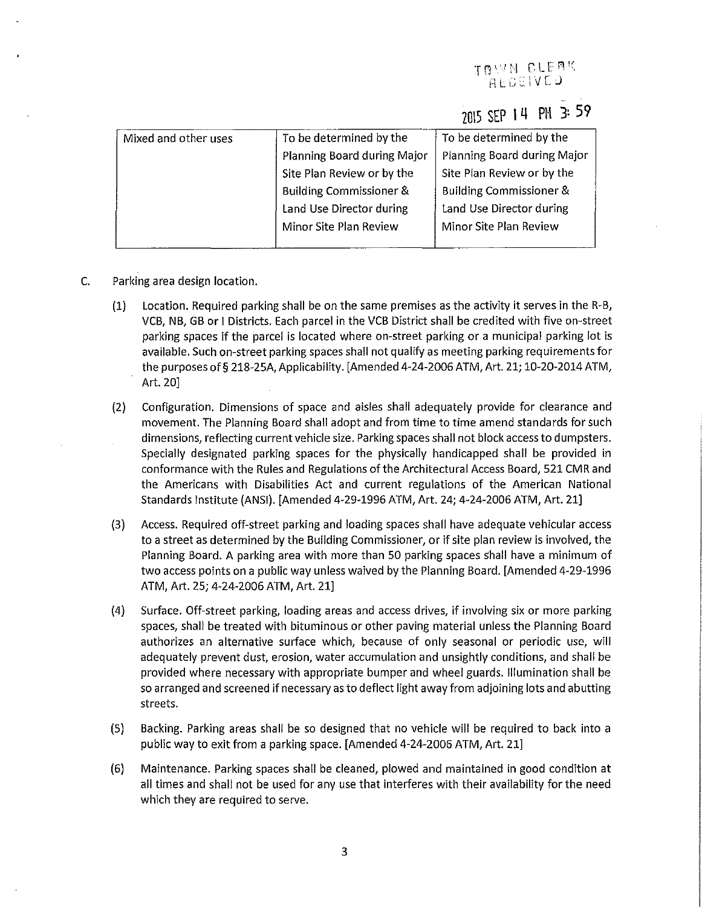TOWN CLERK RECEIVED

2015 SEP 14 PM 3:59

| | | |
|---|---|---|
| Mixed and other uses | To be determined by the Planning Board during Major Site Plan Review or by the Building Commissioner & Land Use Director during Minor Site Plan Review | To be determined by the Planning Board during Major Site Plan Review or by the Building Commissioner & Land Use Director during Minor Site Plan Review |

C. Parking area design location.

(1) Location. Required parking shall be on the same premises as the activity it serves in the R-B, VCB, NB, GB or I Districts. Each parcel in the VCB District shall be credited with five on-street parking spaces if the parcel is located where on-street parking or a municipal parking lot is available. Such on-street parking spaces shall not qualify as meeting parking requirements for the purposes of § 218-25A, Applicability. [Amended 4-24-2006 ATM, Art. 21; 10-20-2014 ATM, Art. 20]

(2) Configuration. Dimensions of space and aisles shall adequately provide for clearance and movement. The Planning Board shall adopt and from time to time amend standards for such dimensions, reflecting current vehicle size. Parking spaces shall not block access to dumpsters. Specially designated parking spaces for the physically handicapped shall be provided in conformance with the Rules and Regulations of the Architectural Access Board, 521 CMR and the Americans with Disabilities Act and current regulations of the American National Standards Institute (ANSI). [Amended 4-29-1996 ATM, Art. 24; 4-24-2006 ATM, Art. 21]

(3) Access. Required off-street parking and loading spaces shall have adequate vehicular access to a street as determined by the Building Commissioner, or if site plan review is involved, the Planning Board. A parking area with more than 50 parking spaces shall have a minimum of two access points on a public way unless waived by the Planning Board. [Amended 4-29-1996 ATM, Art. 25; 4-24-2006 ATM, Art. 21]

(4) Surface. Off-street parking, loading areas and access drives, if involving six or more parking spaces, shall be treated with bituminous or other paving material unless the Planning Board authorizes an alternative surface which, because of only seasonal or periodic use, will adequately prevent dust, erosion, water accumulation and unsightly conditions, and shall be provided where necessary with appropriate bumper and wheel guards. Illumination shall be so arranged and screened if necessary as to deflect light away from adjoining lots and abutting streets.

(5) Backing. Parking areas shall be so designed that no vehicle will be required to back into a public way to exit from a parking space. [Amended 4-24-2006 ATM, Art. 21]

(6) Maintenance. Parking spaces shall be cleaned, plowed and maintained in good condition at all times and shall not be used for any use that interferes with their availability for the need which they are required to serve.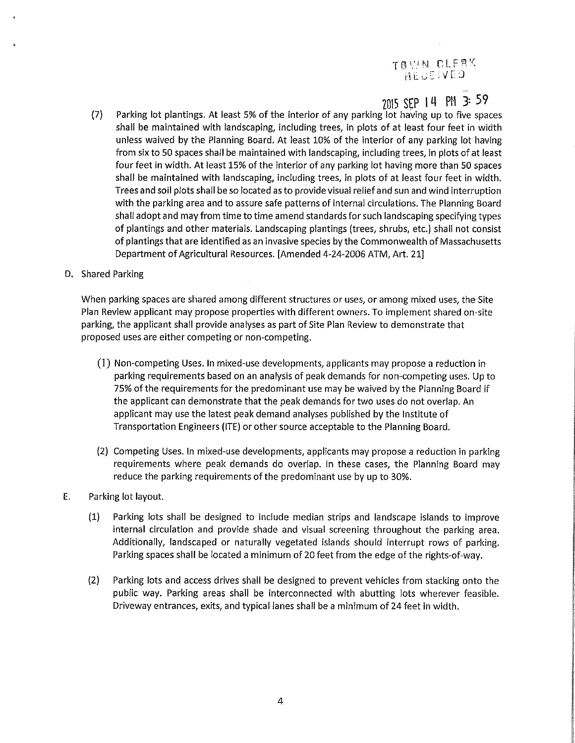TOWN CLERK
RECEIVED

2015 SEP 14 PM 3:59

(7) Parking lot plantings. At least 5% of the interior of any parking lot having up to five spaces shall be maintained with landscaping, including trees, in plots of at least four feet in width unless waived by the Planning Board. At least 10% of the interior of any parking lot having from six to 50 spaces shall be maintained with landscaping, including trees, in plots of at least four feet in width. At least 15% of the interior of any parking lot having more than 50 spaces shall be maintained with landscaping, including trees, in plots of at least four feet in width. Trees and soil plots shall be so located as to provide visual relief and sun and wind interruption with the parking area and to assure safe patterns of internal circulations. The Planning Board shall adopt and may from time to time amend standards for such landscaping specifying types of plantings and other materials. Landscaping plantings (trees, shrubs, etc.) shall not consist of plantings that are identified as an invasive species by the Commonwealth of Massachusetts Department of Agricultural Resources. [Amended 4-24-2006 ATM, Art. 21]

D. Shared Parking

When parking spaces are shared among different structures or uses, or among mixed uses, the Site Plan Review applicant may propose properties with different owners. To implement shared on-site parking, the applicant shall provide analyses as part of Site Plan Review to demonstrate that proposed uses are either competing or non-competing.

(1) Non-competing Uses. In mixed-use developments, applicants may propose a reduction in parking requirements based on an analysis of peak demands for non-competing uses. Up to 75% of the requirements for the predominant use may be waived by the Planning Board if the applicant can demonstrate that the peak demands for two uses do not overlap. An applicant may use the latest peak demand analyses published by the Institute of Transportation Engineers (ITE) or other source acceptable to the Planning Board.

(2) Competing Uses. In mixed-use developments, applicants may propose a reduction in parking requirements where peak demands do overlap. In these cases, the Planning Board may reduce the parking requirements of the predominant use by up to 30%.

E. Parking lot layout.

(1) Parking lots shall be designed to include median strips and landscape islands to improve internal circulation and provide shade and visual screening throughout the parking area. Additionally, landscaped or naturally vegetated islands should interrupt rows of parking. Parking spaces shall be located a minimum of 20 feet from the edge of the rights-of-way.

(2) Parking lots and access drives shall be designed to prevent vehicles from stacking onto the public way. Parking areas shall be interconnected with abutting lots wherever feasible. Driveway entrances, exits, and typical lanes shall be a minimum of 24 feet in width.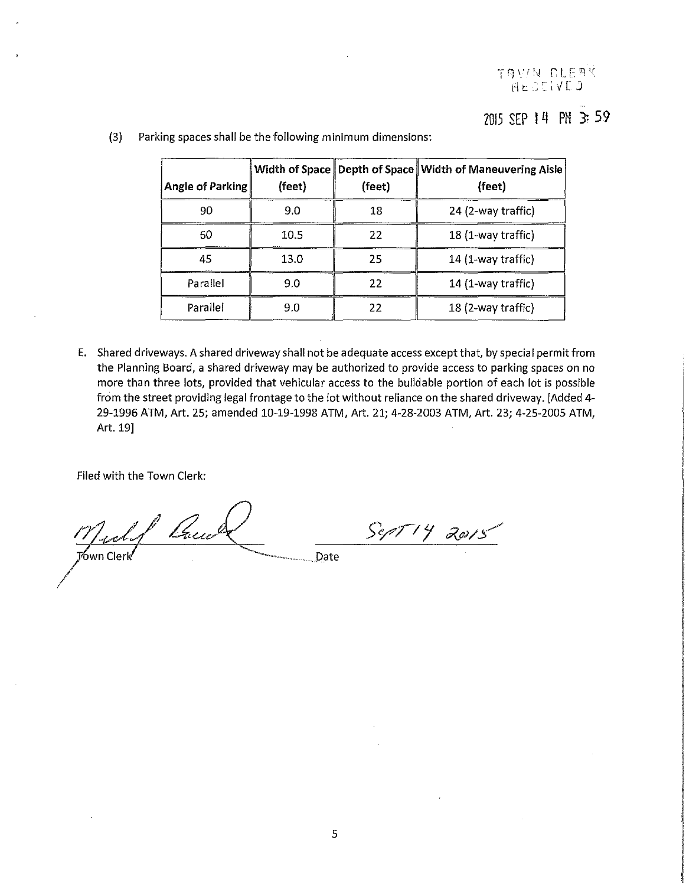TOWN CLERK
RECEIVED

2015 SEP 14 PM 3:59

(3) Parking spaces shall be the following minimum dimensions:

| Angle of Parking | Width of Space (feet) | Depth of Space (feet) | Width of Maneuvering Aisle (feet) |
|---|---|---|---|
| 90 | 9.0 | 18 | 24 (2-way traffic) |
| 60 | 10.5 | 22 | 18 (1-way traffic) |
| 45 | 13.0 | 25 | 14 (1-way traffic) |
| Parallel | 9.0 | 22 | 14 (1-way traffic) |
| Parallel | 9.0 | 22 | 18 (2-way traffic) |

E. Shared driveways. A shared driveway shall not be adequate access except that, by special permit from the Planning Board, a shared driveway may be authorized to provide access to parking spaces on no more than three lots, provided that vehicular access to the buildable portion of each lot is possible from the street providing legal frontage to the lot without reliance on the shared driveway. [Added 4-29-1996 ATM, Art. 25; amended 10-19-1998 ATM, Art. 21; 4-28-2003 ATM, Art. 23; 4-25-2005 ATM, Art. 19]

Filed with the Town Clerk:

Town Clerk                    Date: Sept 14 2015